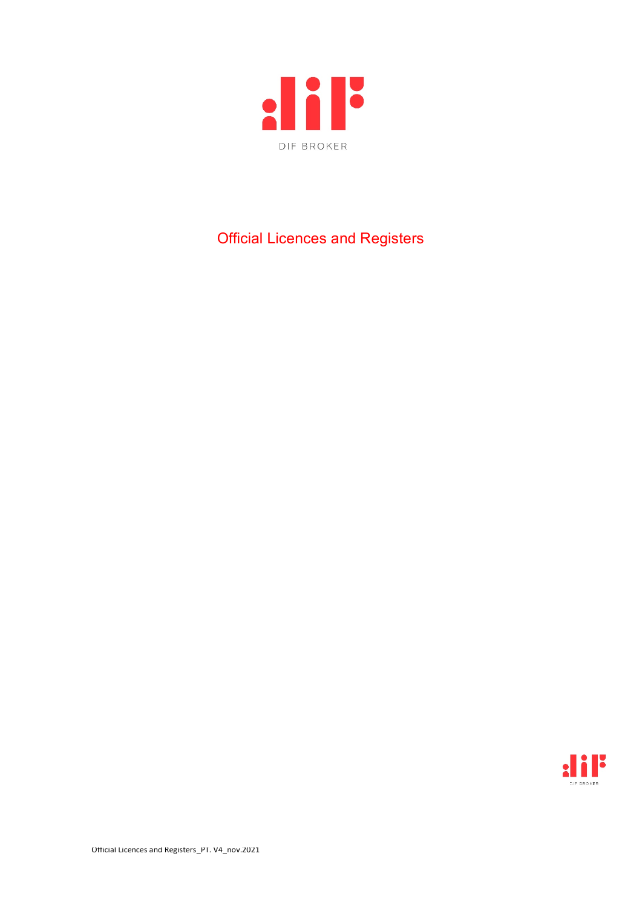DIF BROKER

# Official Licences and Registers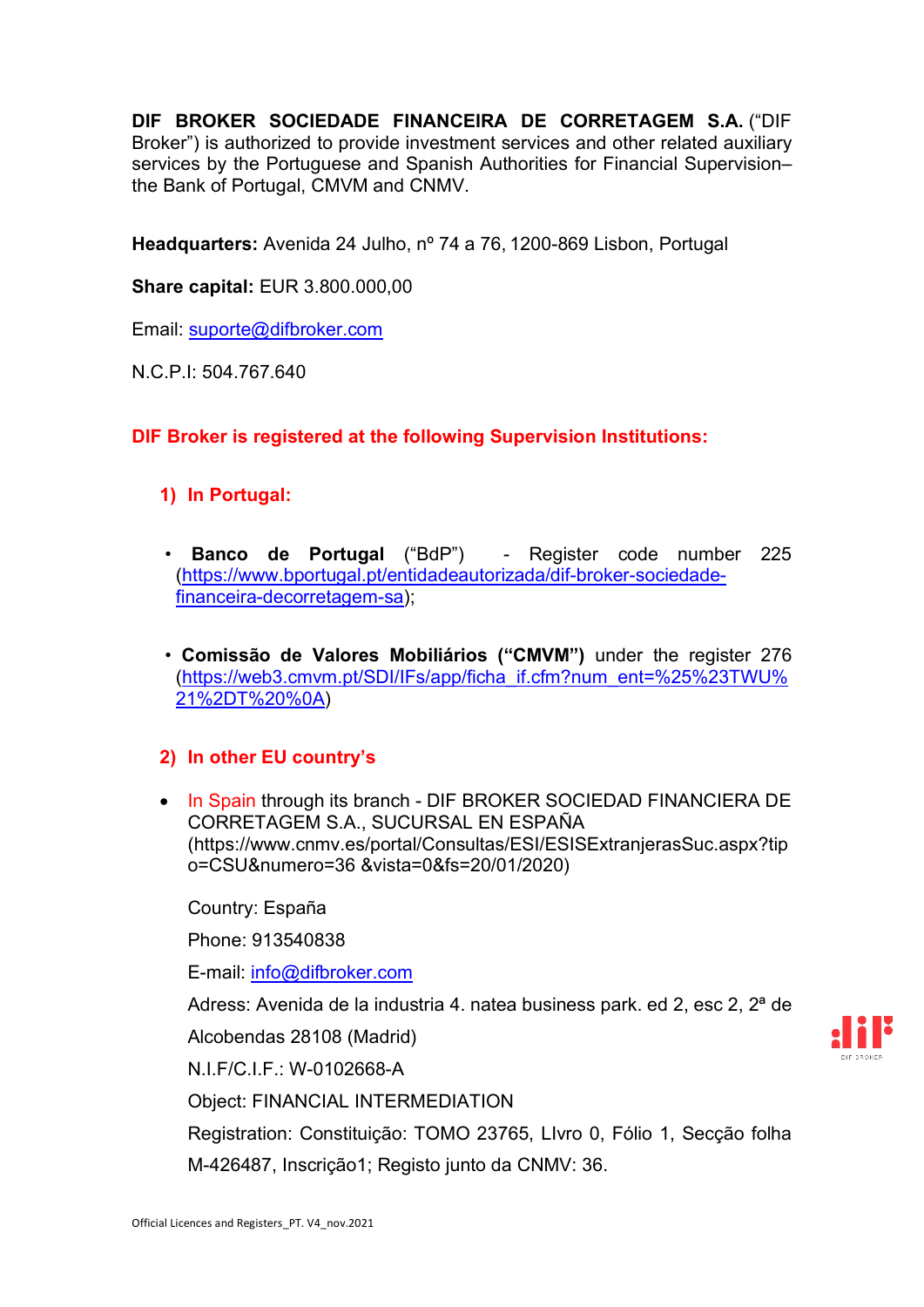**DIF BROKER SOCIEDADE FINANCEIRA DE CORRETAGEM S.A.** ("DIF Broker") is authorized to provide investment services and other related auxiliary services by the Portuguese and Spanish Authorities for Financial Supervision– the Bank of Portugal, CMVM and CNMV.

**Headquarters:** Avenida 24 Julho, nº 74 a 76, 1200-869 Lisbon, Portugal

**Share capital:** EUR 3.800.000,00

Email: suporte@difbroker.com

N.C.P.I: 504.767.640

## DIF Broker is registered at the following Supervision Institutions:

### 1) In Portugal:

- **Banco de Portugal** ("BdP") - Register code number 225 (https://www.bportugal.pt/entidadeautorizada/dif-broker-sociedade-financeira-decorretagem-sa);

- **Comissão de Valores Mobiliários ("CMVM")** under the register 276 (https://web3.cmvm.pt/SDI/IFs/app/ficha_if.cfm?num_ent=%25%23TWU%21%2DT%20%0A)

### 2) In other EU country's

- In Spain through its branch - DIF BROKER SOCIEDAD FINANCIERA DE CORRETAGEM S.A., SUCURSAL EN ESPAÑA (https://www.cnmv.es/portal/Consultas/ESI/ESISExtranjerasSuc.aspx?tipo=CSU&numero=36 &vista=0&fs=20/01/2020)

  Country: España

  Phone: 913540838

  E-mail: info@difbroker.com

  Adress: Avenida de la industria 4. natea business park. ed 2, esc 2, 2ª de Alcobendas 28108 (Madrid)

  N.I.F/C.I.F.: W-0102668-A

  Object: FINANCIAL INTERMEDIATION

  Registration: Constituição: TOMO 23765, LIvro 0, Fólio 1, Secção folha M-426487, Inscrição1; Registo junto da CNMV: 36.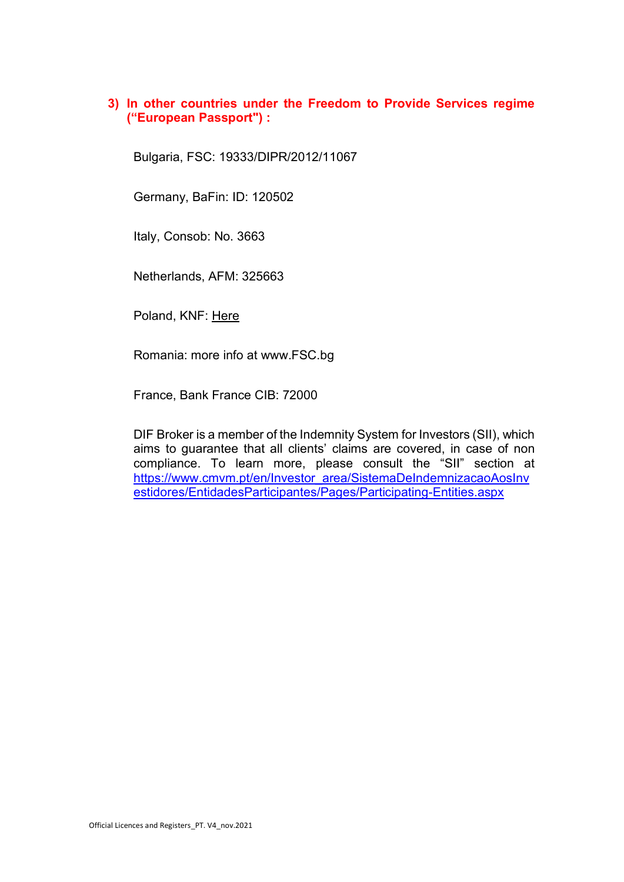### 3) In other countries under the Freedom to Provide Services regime ("European Passport") :

Bulgaria, FSC: 19333/DIPR/2012/11067

Germany, BaFin: ID: 120502

Italy, Consob: No. 3663

Netherlands, AFM: 325663

Poland, KNF: Here

Romania: more info at www.FSC.bg

France, Bank France CIB: 72000

DIF Broker is a member of the Indemnity System for Investors (SII), which aims to guarantee that all clients' claims are covered, in case of non compliance. To learn more, please consult the "SII" section at https://www.cmvm.pt/en/Investor_area/SistemaDeIndemnizacaoAosInvestidores/EntidadesParticipantes/Pages/Participating-Entities.aspx